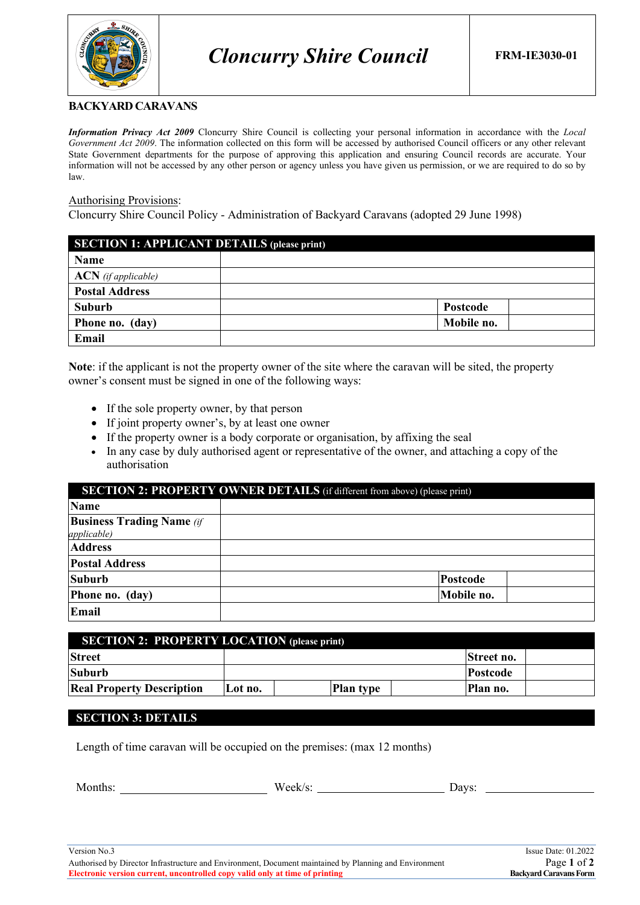| Cloncurry Shire Council | FRM-IE3030-01 |
|---|---|

## BACKYARD CARAVANS

***Information Privacy Act 2009*** Cloncurry Shire Council is collecting your personal information in accordance with the *Local Government Act 2009*. The information collected on this form will be accessed by authorised Council officers or any other relevant State Government departments for the purpose of approving this application and ensuring Council records are accurate. Your information will not be accessed by any other person or agency unless you have given us permission, or we are required to do so by law.

Authorising Provisions:
Cloncurry Shire Council Policy - Administration of Backyard Caravans (adopted 29 June 1998)

| **SECTION 1: APPLICANT DETAILS** (please print) | | | |
|---|---|---|---|
| **Name** | | | |
| **ACN** *(if applicable)* | | | |
| **Postal Address** | | | |
| **Suburb** | | **Postcode** | |
| **Phone no. (day)** | | **Mobile no.** | |
| **Email** | | | |

**Note**: if the applicant is not the property owner of the site where the caravan will be sited, the property owner's consent must be signed in one of the following ways:

- If the sole property owner, by that person
- If joint property owner's, by at least one owner
- If the property owner is a body corporate or organisation, by affixing the seal
- In any case by duly authorised agent or representative of the owner, and attaching a copy of the authorisation

| **SECTION 2: PROPERTY OWNER DETAILS** (if different from above) (please print) | | | |
|---|---|---|---|
| **Name** | | | |
| **Business Trading Name** *(if applicable)* | | | |
| **Address** | | | |
| **Postal Address** | | | |
| **Suburb** | | **Postcode** | |
| **Phone no. (day)** | | **Mobile no.** | |
| **Email** | | | |

| **SECTION 2: PROPERTY LOCATION** (please print) | | | | | | |
|---|---|---|---|---|---|---|
| **Street** | | | | | **Street no.** | |
| **Suburb** | | | | | **Postcode** | |
| **Real Property Description** | **Lot no.** | | **Plan type** | | **Plan no.** | |

## SECTION 3: DETAILS

Length of time caravan will be occupied on the premises: (max 12 months)

Months: ____________________ Week/s: ____________________ Days: ____________________

Version No.3
Authorised by Director Infrastructure and Environment, Document maintained by Planning and Environment
**Electronic version current, uncontrolled copy valid only at time of printing**

Issue Date: 01.2022
**Backyard Caravans Form**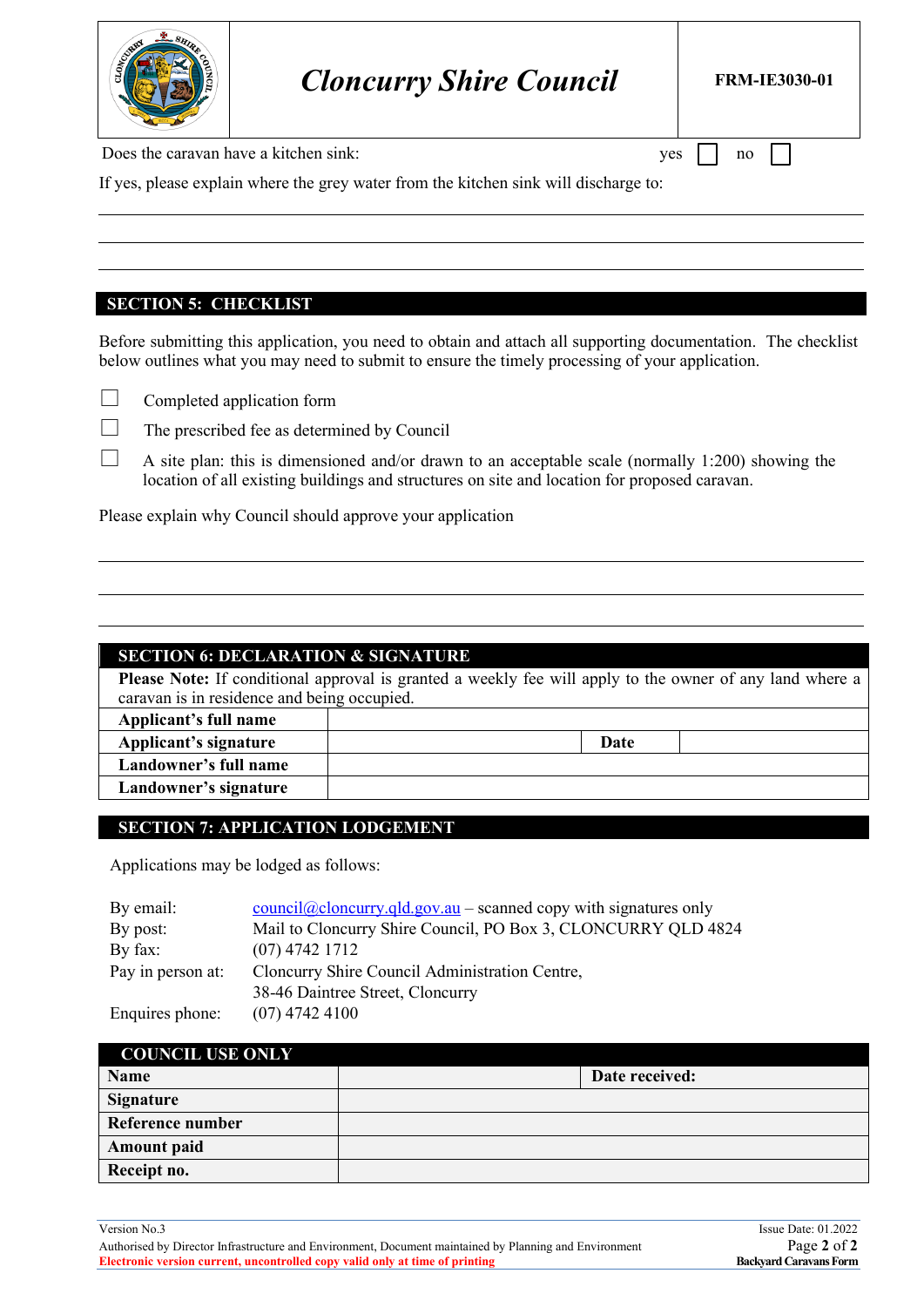Does the caravan have a kitchen sink: yes ☐ no ☐

If yes, please explain where the grey water from the kitchen sink will discharge to:

---

---

---

## SECTION 5: CHECKLIST

Before submitting this application, you need to obtain and attach all supporting documentation. The checklist below outlines what you may need to submit to ensure the timely processing of your application.

- ☐ Completed application form
- ☐ The prescribed fee as determined by Council
- ☐ A site plan: this is dimensioned and/or drawn to an acceptable scale (normally 1:200) showing the location of all existing buildings and structures on site and location for proposed caravan.

Please explain why Council should approve your application

---

---

---

## SECTION 6: DECLARATION & SIGNATURE

**Please Note:** If conditional approval is granted a weekly fee will apply to the owner of any land where a caravan is in residence and being occupied.

| | | | |
|---|---|---|---|
| **Applicant's full name** | | | |
| **Applicant's signature** | | **Date** | |
| **Landowner's full name** | | | |
| **Landowner's signature** | | | |

## SECTION 7: APPLICATION LODGEMENT

Applications may be lodged as follows:

| | |
|---|---|
| By email: | council@cloncurry.qld.gov.au – scanned copy with signatures only |
| By post: | Mail to Cloncurry Shire Council, PO Box 3, CLONCURRY QLD 4824 |
| By fax: | (07) 4742 1712 |
| Pay in person at: | Cloncurry Shire Council Administration Centre, 38-46 Daintree Street, Cloncurry |
| Enquires phone: | (07) 4742 4100 |

## COUNCIL USE ONLY

| | | |
|---|---|---|
| **Name** | | **Date received:** |
| **Signature** | | |
| **Reference number** | | |
| **Amount paid** | | |
| **Receipt no.** | | |